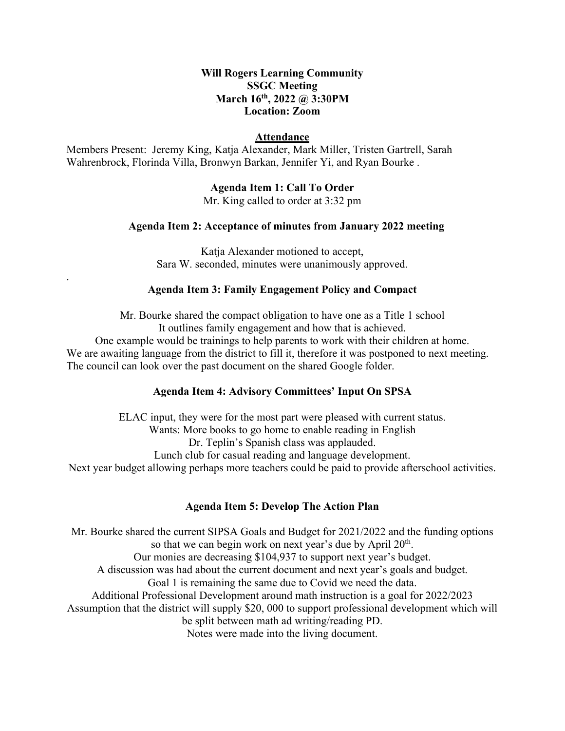**Will Rogers Learning Community**
**SSGC Meeting**
**March 16th, 2022 @ 3:30PM**
**Location: Zoom**

## Attendance

Members Present: Jeremy King, Katja Alexander, Mark Miller, Tristen Gartrell, Sarah Wahrenbrock, Florinda Villa, Bronwyn Barkan, Jennifer Yi, and Ryan Bourke .

### Agenda Item 1: Call To Order

Mr. King called to order at 3:32 pm

### Agenda Item 2: Acceptance of minutes from January 2022 meeting

Katja Alexander motioned to accept,
Sara W. seconded, minutes were unanimously approved.

.

### Agenda Item 3: Family Engagement Policy and Compact

Mr. Bourke shared the compact obligation to have one as a Title 1 school
It outlines family engagement and how that is achieved.
One example would be trainings to help parents to work with their children at home.
We are awaiting language from the district to fill it, therefore it was postponed to next meeting.
The council can look over the past document on the shared Google folder.

### Agenda Item 4: Advisory Committees' Input On SPSA

ELAC input, they were for the most part were pleased with current status.
Wants: More books to go home to enable reading in English
Dr. Teplin's Spanish class was applauded.
Lunch club for casual reading and language development.
Next year budget allowing perhaps more teachers could be paid to provide afterschool activities.

### Agenda Item 5: Develop The Action Plan

Mr. Bourke shared the current SIPSA Goals and Budget for 2021/2022 and the funding options so that we can begin work on next year's due by April 20th.
Our monies are decreasing $104,937 to support next year's budget.
A discussion was had about the current document and next year's goals and budget.
Goal 1 is remaining the same due to Covid we need the data.
Additional Professional Development around math instruction is a goal for 2022/2023
Assumption that the district will supply $20, 000 to support professional development which will be split between math ad writing/reading PD.
Notes were made into the living document.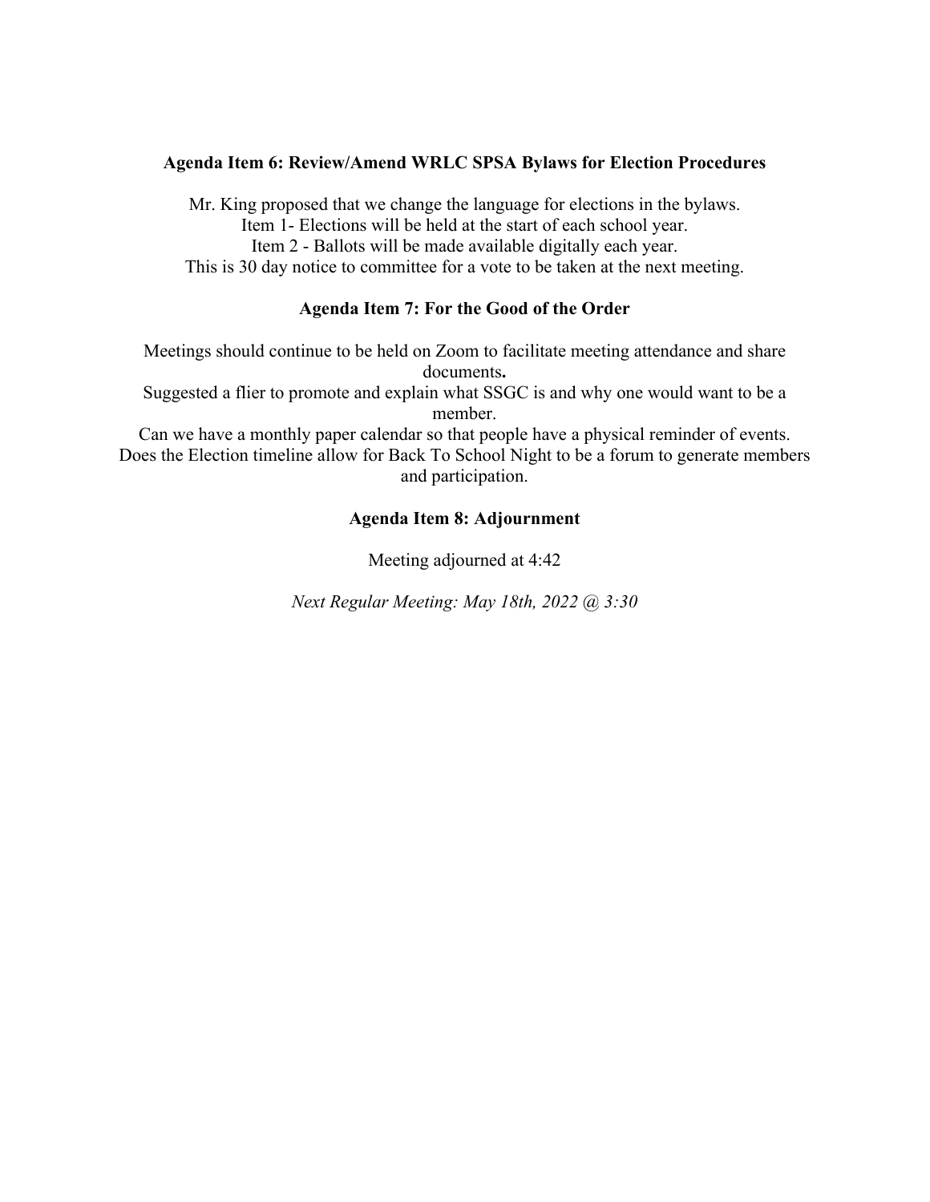### Agenda Item 6: Review/Amend WRLC SPSA Bylaws for Election Procedures

Mr. King proposed that we change the language for elections in the bylaws.
Item 1- Elections will be held at the start of each school year.
Item 2 - Ballots will be made available digitally each year.
This is 30 day notice to committee for a vote to be taken at the next meeting.

### Agenda Item 7: For the Good of the Order

Meetings should continue to be held on Zoom to facilitate meeting attendance and share documents**.**
Suggested a flier to promote and explain what SSGC is and why one would want to be a member.
Can we have a monthly paper calendar so that people have a physical reminder of events.
Does the Election timeline allow for Back To School Night to be a forum to generate members and participation.

### Agenda Item 8: Adjournment

Meeting adjourned at 4:42

*Next Regular Meeting: May 18th, 2022 @ 3:30*